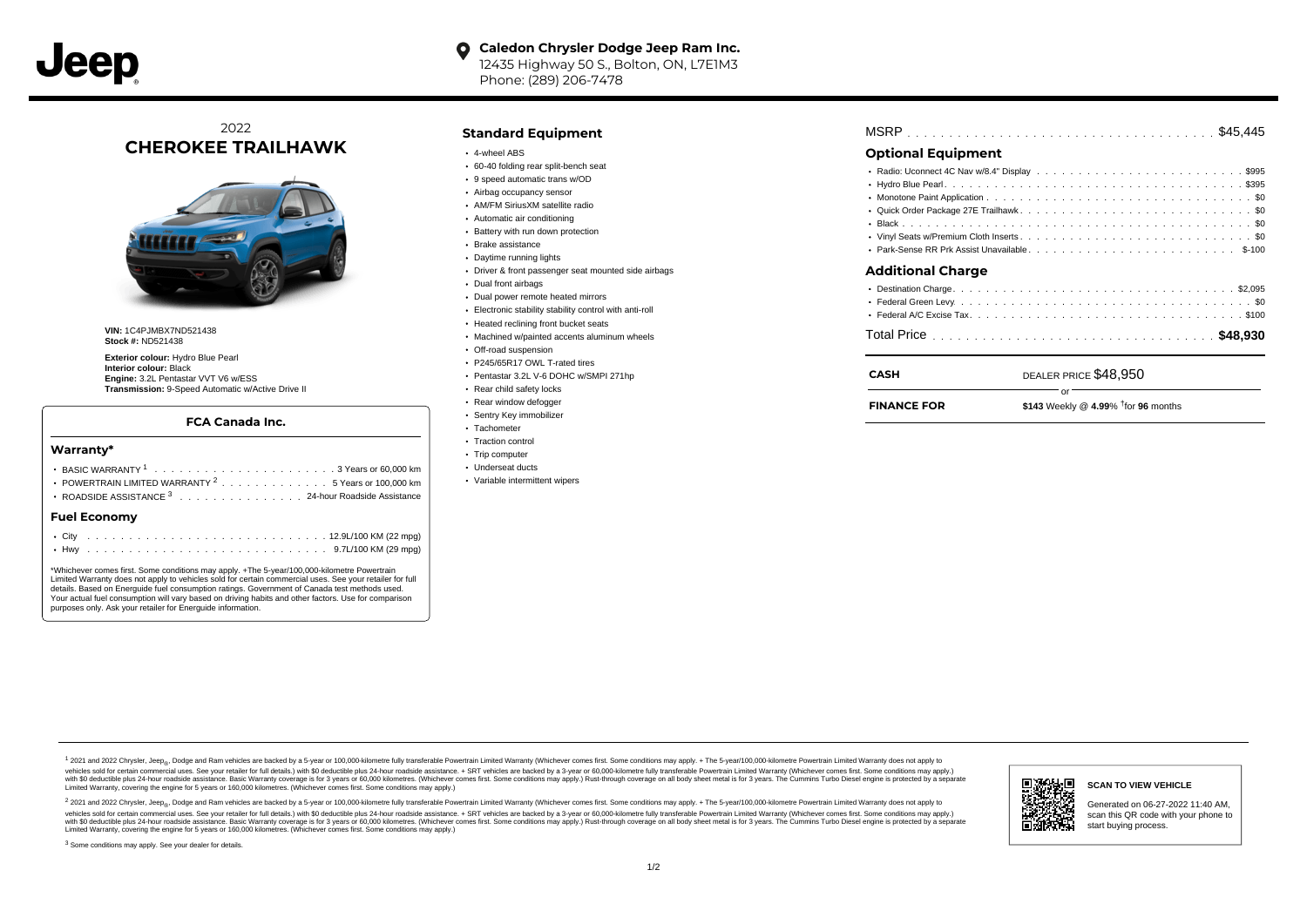Jeep

**Caledon Chrysler Dodge Jeep Ram Inc.**
12435 Highway 50 S., Bolton, ON, L7E1M3
Phone: (289) 206-7478

## 2022
## CHEROKEE TRAILHAWK

**VIN:** 1C4PJMBX7ND521438
**Stock #:** ND521438

**Exterior colour:** Hydro Blue Pearl
**Interior colour:** Black
**Engine:** 3.2L Pentastar VVT V6 w/ESS
**Transmission:** 9-Speed Automatic w/Active Drive II

### FCA Canada Inc.

### Warranty*

- BASIC WARRANTY [1] . . . . . . . . . . 3 Years or 60,000 km
- POWERTRAIN LIMITED WARRANTY [2] . . . . . . . . . . 5 Years or 100,000 km
- ROADSIDE ASSISTANCE [3] . . . . . . . . . . 24-hour Roadside Assistance

### Fuel Economy

- City . . . . . . . . . . 12.9L/100 KM (22 mpg)
- Hwy . . . . . . . . . . 9.7L/100 KM (29 mpg)

*Whichever comes first. Some conditions may apply. +The 5-year/100,000-kilometre Powertrain Limited Warranty does not apply to vehicles sold for certain commercial uses. See your retailer for full details. Based on Energuide fuel consumption ratings. Government of Canada test methods used. Your actual fuel consumption will vary based on driving habits and other factors. Use for comparison purposes only. Ask your retailer for Energuide information.

### Standard Equipment

- 4-wheel ABS
- 60-40 folding rear split-bench seat
- 9 speed automatic trans w/OD
- Airbag occupancy sensor
- AM/FM SiriusXM satellite radio
- Automatic air conditioning
- Battery with run down protection
- Brake assistance
- Daytime running lights
- Driver & front passenger seat mounted side airbags
- Dual front airbags
- Dual power remote heated mirrors
- Electronic stability stability control with anti-roll
- Heated reclining front bucket seats
- Machined w/painted accents aluminum wheels
- Off-road suspension
- P245/65R17 OWL T-rated tires
- Pentastar 3.2L V-6 DOHC w/SMPI 271hp
- Rear child safety locks
- Rear window defogger
- Sentry Key immobilizer
- Tachometer
- Traction control
- Trip computer
- Underseat ducts
- Variable intermittent wipers

MSRP . . . . . . . . . . $45,445

### Optional Equipment

- Radio: Uconnect 4C Nav w/8.4" Display . . . . . . . . . . $995
- Hydro Blue Pearl . . . . . . . . . . $395
- Monotone Paint Application . . . . . . . . . . $0
- Quick Order Package 27E Trailhawk . . . . . . . . . . $0
- Black . . . . . . . . . . $0
- Vinyl Seats w/Premium Cloth Inserts . . . . . . . . . . $0
- Park-Sense RR Prk Assist Unavailable . . . . . . . . . . $-100

### Additional Charge

- Destination Charge . . . . . . . . . . $2,095
- Federal Green Levy . . . . . . . . . . $0
- Federal A/C Excise Tax . . . . . . . . . . $100

Total Price . . . . . . . . . . **$48,930**

| | |
|---|---|
| **CASH** | DEALER PRICE $48,950 |
| | or |
| **FINANCE FOR** | **$143** Weekly @ **4.99**% †for **96** months |

[1] 2021 and 2022 Chrysler, Jeep®, Dodge and Ram vehicles are backed by a 5-year or 100,000-kilometre fully transferable Powertrain Limited Warranty (Whichever comes first. Some conditions may apply. + The 5-year/100,000-kilometre Powertrain Limited Warranty does not apply to vehicles sold for certain commercial uses. See your retailer for full details.) with $0 deductible plus 24-hour roadside assistance. + SRT vehicles are backed by a 3-year or 60,000-kilometre fully transferable Powertrain Limited Warranty (Whichever comes first. Some conditions may apply.) with $0 deductible plus 24-hour roadside assistance. Basic Warranty coverage is for 3 years or 60,000 kilometres. (Whichever comes first. Some conditions may apply.) Rust-through coverage on all body sheet metal is for 3 years. The Cummins Turbo Diesel engine is protected by a separate Limited Warranty, covering the engine for 5 years or 160,000 kilometres. (Whichever comes first. Some conditions may apply.)

[2] 2021 and 2022 Chrysler, Jeep®, Dodge and Ram vehicles are backed by a 5-year or 100,000-kilometre fully transferable Powertrain Limited Warranty (Whichever comes first. Some conditions may apply. + The 5-year/100,000-kilometre Powertrain Limited Warranty does not apply to vehicles sold for certain commercial uses. See your retailer for full details.) with $0 deductible plus 24-hour roadside assistance. + SRT vehicles are backed by a 3-year or 60,000-kilometre fully transferable Powertrain Limited Warranty (Whichever comes first. Some conditions may apply.) with $0 deductible plus 24-hour roadside assistance. Basic Warranty coverage is for 3 years or 60,000 kilometres. (Whichever comes first. Some conditions may apply.) Rust-through coverage on all body sheet metal is for 3 years. The Cummins Turbo Diesel engine is protected by a separate Limited Warranty, covering the engine for 5 years or 160,000 kilometres. (Whichever comes first. Some conditions may apply.)

[3] Some conditions may apply. See your dealer for details.

**SCAN TO VIEW VEHICLE**

Generated on 06-27-2022 11:40 AM, scan this QR code with your phone to start buying process.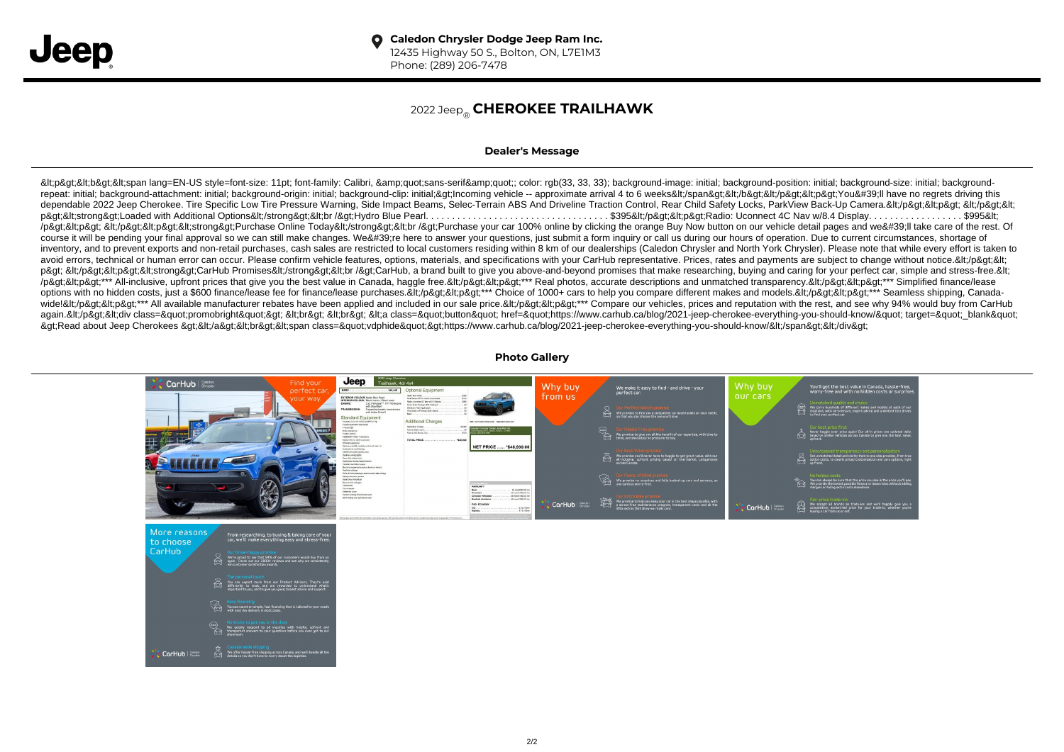**Caledon Chrysler Dodge Jeep Ram Inc.**
12435 Highway 50 S., Bolton, ON, L7E1M3
Phone: (289) 206-7478

# 2022 Jeep® CHEROKEE TRAILHAWK

## Dealer's Message

&lt;p&gt;&lt;b&gt;&lt;span lang=EN-US style=font-size: 11pt; font-family: Calibri, &amp;quot;sans-serif&amp;quot;; color: rgb(33, 33, 33); background-image: initial; background-position: initial; background-size: initial; background-repeat: initial; background-attachment: initial; background-origin: initial; background-clip: initial;&gt;Incoming vehicle -- approximate arrival 4 to 6 weeks&lt;/span&gt;&lt;/b&gt;&lt;/p&gt;&lt;p&gt;You&#39;ll have no regrets driving this dependable 2022 Jeep Cherokee. Tire Specific Low Tire Pressure Warning, Side Impact Beams, Selec-Terrain ABS And Driveline Traction Control, Rear Child Safety Locks, ParkView Back-Up Camera.&lt;/p&gt;&lt;p&gt; &lt;/p&gt;&lt;p&gt;&lt;strong&gt;Loaded with Additional Options&lt;/strong&gt;&lt;br /&gt;Hydro Blue Pearl. . . . . . . . . . . . . . . . . . . . . . . . . . . . . . . . . . . $395&lt;/p&gt;&lt;p&gt;Radio: Uconnect 4C Nav w/8.4 Display. . . . . . . . . . . . . . . . . . $995&lt;/p&gt;&lt;p&gt; &lt;/p&gt;&lt;p&gt;&lt;strong&gt;Purchase Online Today&lt;/strong&gt;&lt;br /&gt;Purchase your car 100% online by clicking the orange Buy Now button on our vehicle detail pages and we&#39;ll take care of the rest. Of course it will be pending your final approval so we can still make changes. We&#39;re here to answer your questions, just submit a form inquiry or call us during our hours of operation. Due to current circumstances, shortage of inventory, and to prevent exports and non-retail purchases, cash sales are restricted to local customers residing within 8 km of our dealerships (Caledon Chrysler and North York Chrysler). Please note that while every effort is taken to avoid errors, technical or human error can occur. Please confirm vehicle features, options, materials, and specifications with your CarHub representative. Prices, rates and payments are subject to change without notice.&lt;/p&gt;&lt;p&gt; &lt;/p&gt;&lt;p&gt;&lt;strong&gt;CarHub Promises&lt;/strong&gt;&lt;br /&gt;CarHub, a brand built to give you above-and-beyond promises that make researching, buying and caring for your perfect car, simple and stress-free.&lt;/p&gt;&lt;p&gt;*** All-inclusive, upfront prices that give you the best value in Canada, haggle free.&lt;/p&gt;&lt;p&gt;*** Real photos, accurate descriptions and unmatched transparency.&lt;/p&gt;&lt;p&gt;*** Simplified finance/lease options with no hidden costs, just a $600 finance/lease fee for finance/lease purchases.&lt;/p&gt;&lt;p&gt;*** Choice of 1000+ cars to help you compare different makes and models.&lt;/p&gt;&lt;p&gt;*** Seamless shipping, Canada-wide!&lt;/p&gt;&lt;p&gt;*** All available manufacturer rebates have been applied and included in our sale price.&lt;/p&gt;&lt;p&gt;*** Compare our vehicles, prices and reputation with the rest, and see why 94% would buy from CarHub again.&lt;/p&gt;&lt;div class=&quot;promobright&quot;&gt; &lt;br&gt; &lt;br&gt; &lt;a class=&quot;button&quot; href=&quot;https://www.carhub.ca/blog/2021-jeep-cherokee-everything-you-should-know/&quot; target=&quot;_blank&quot; &gt;Read about Jeep Cherokees &gt;&lt;/a&gt;&lt;br&gt;&lt;span class=&quot;vdphide&quot;&gt;https://www.carhub.ca/blog/2021-jeep-cherokee-everything-you-should-know/&lt;/span&gt;&lt;/div&gt;

## Photo Gallery